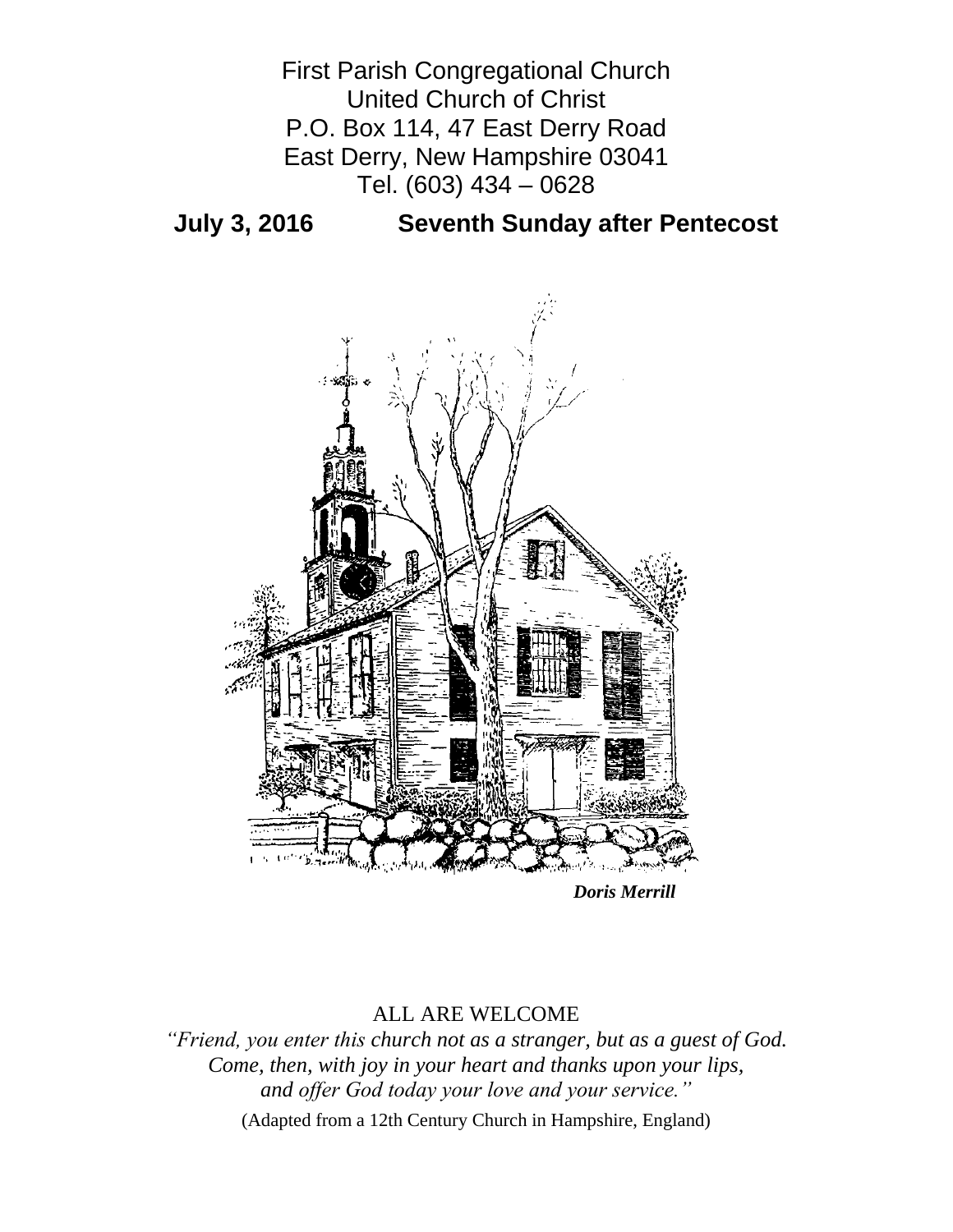First Parish Congregational Church
United Church of Christ
P.O. Box 114, 47 East Derry Road
East Derry, New Hampshire 03041
Tel. (603) 434 – 0628

**July 3, 2016 Seventh Sunday after Pentecost**

***Doris Merrill***

ALL ARE WELCOME

*"Friend, you enter this church not as a stranger, but as a guest of God.*
*Come, then, with joy in your heart and thanks upon your lips,*
*and offer God today your love and your service."*

(Adapted from a 12th Century Church in Hampshire, England)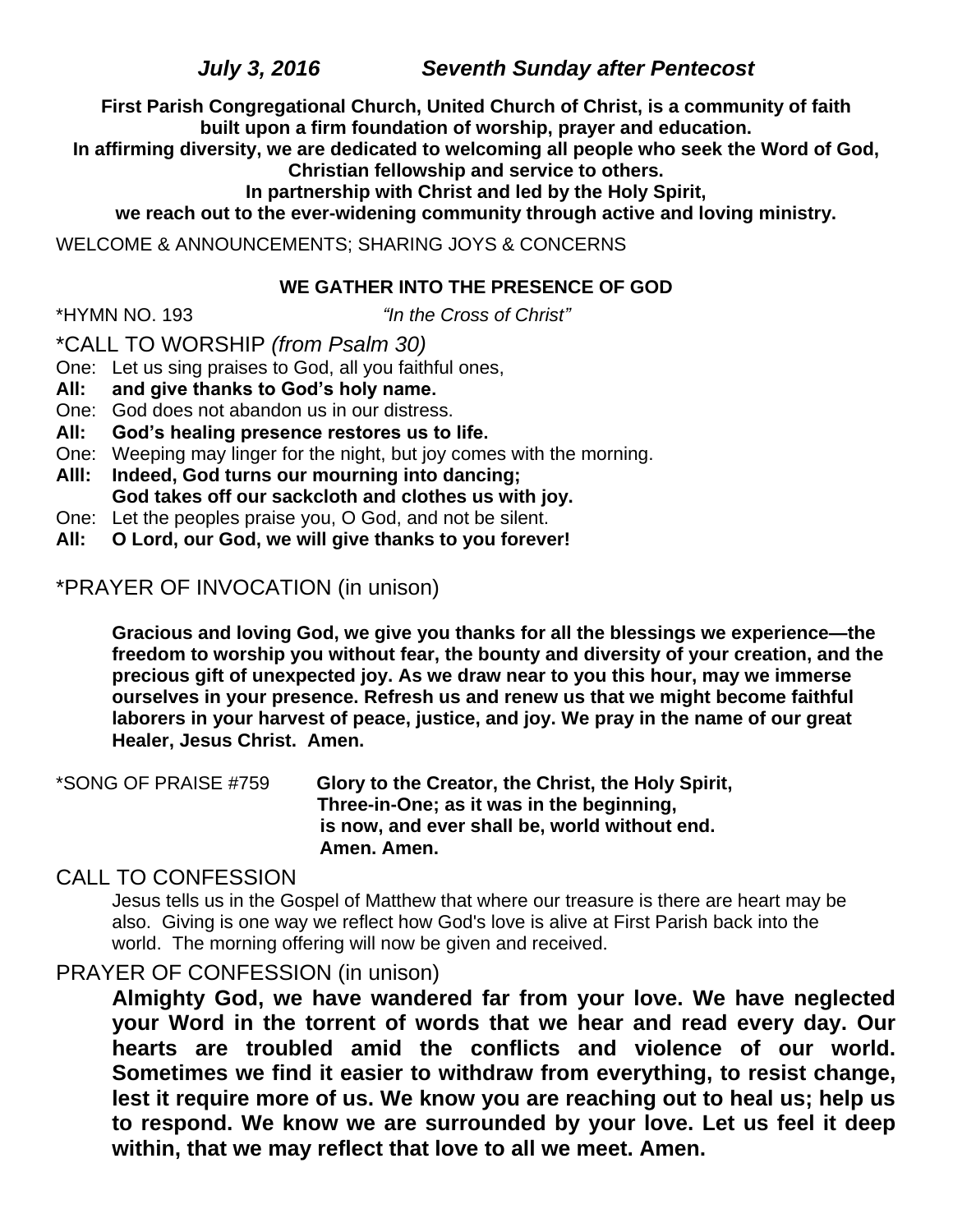***July 3, 2016              Seventh Sunday after Pentecost***

**First Parish Congregational Church, United Church of Christ, is a community of faith built upon a firm foundation of worship, prayer and education.
In affirming diversity, we are dedicated to welcoming all people who seek the Word of God, Christian fellowship and service to others.
In partnership with Christ and led by the Holy Spirit,
we reach out to the ever-widening community through active and loving ministry.**

WELCOME & ANNOUNCEMENTS; SHARING JOYS & CONCERNS

**WE GATHER INTO THE PRESENCE OF GOD**

*HYMN NO. 193                    *"In the Cross of Christ"*

*CALL TO WORSHIP *(from Psalm 30)*

One: Let us sing praises to God, all you faithful ones,
**All: and give thanks to God's holy name.**
One: God does not abandon us in our distress.
**All: God's healing presence restores us to life.**
One: Weeping may linger for the night, but joy comes with the morning.
**Alll: Indeed, God turns our mourning into dancing;
God takes off our sackcloth and clothes us with joy.**
One: Let the peoples praise you, O God, and not be silent.
**All: O Lord, our God, we will give thanks to you forever!**

*PRAYER OF INVOCATION (in unison)

**Gracious and loving God, we give you thanks for all the blessings we experience—the freedom to worship you without fear, the bounty and diversity of your creation, and the precious gift of unexpected joy. As we draw near to you this hour, may we immerse ourselves in your presence. Refresh us and renew us that we might become faithful laborers in your harvest of peace, justice, and joy. We pray in the name of our great Healer, Jesus Christ. Amen.**

*SONG OF PRAISE #759      **Glory to the Creator, the Christ, the Holy Spirit,
Three-in-One; as it was in the beginning,
is now, and ever shall be, world without end.
Amen. Amen.**

CALL TO CONFESSION

Jesus tells us in the Gospel of Matthew that where our treasure is there are heart may be also. Giving is one way we reflect how God's love is alive at First Parish back into the world. The morning offering will now be given and received.

PRAYER OF CONFESSION (in unison)

**Almighty God, we have wandered far from your love. We have neglected your Word in the torrent of words that we hear and read every day. Our hearts are troubled amid the conflicts and violence of our world. Sometimes we find it easier to withdraw from everything, to resist change, lest it require more of us. We know you are reaching out to heal us; help us to respond. We know we are surrounded by your love. Let us feel it deep within, that we may reflect that love to all we meet. Amen.**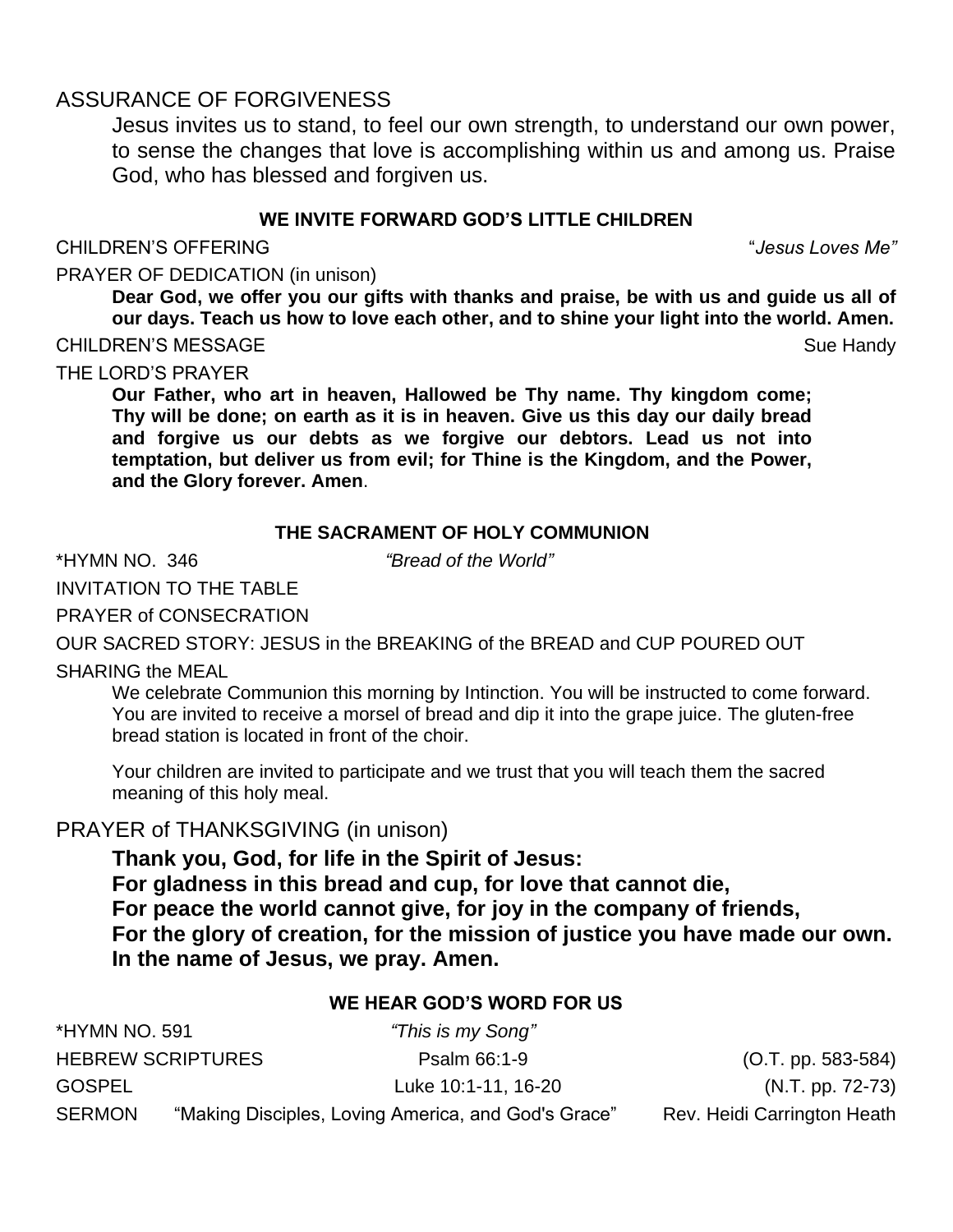## ASSURANCE OF FORGIVENESS

Jesus invites us to stand, to feel our own strength, to understand our own power, to sense the changes that love is accomplishing within us and among us. Praise God, who has blessed and forgiven us.

### WE INVITE FORWARD GOD'S LITTLE CHILDREN

CHILDREN'S OFFERING — "*Jesus Loves Me"*

PRAYER OF DEDICATION (in unison)

**Dear God, we offer you our gifts with thanks and praise, be with us and guide us all of our days. Teach us how to love each other, and to shine your light into the world. Amen.**

CHILDREN'S MESSAGE — Sue Handy

THE LORD'S PRAYER

**Our Father, who art in heaven, Hallowed be Thy name. Thy kingdom come; Thy will be done; on earth as it is in heaven. Give us this day our daily bread and forgive us our debts as we forgive our debtors. Lead us not into temptation, but deliver us from evil; for Thine is the Kingdom, and the Power, and the Glory forever. Amen**.

### THE SACRAMENT OF HOLY COMMUNION

*HYMN NO. 346 — *"Bread of the World"*

INVITATION TO THE TABLE

PRAYER of CONSECRATION

OUR SACRED STORY: JESUS in the BREAKING of the BREAD and CUP POURED OUT

SHARING the MEAL

We celebrate Communion this morning by Intinction. You will be instructed to come forward. You are invited to receive a morsel of bread and dip it into the grape juice. The gluten-free bread station is located in front of the choir.

Your children are invited to participate and we trust that you will teach them the sacred meaning of this holy meal.

## PRAYER of THANKSGIVING (in unison)

**Thank you, God, for life in the Spirit of Jesus:**
**For gladness in this bread and cup, for love that cannot die,**
**For peace the world cannot give, for joy in the company of friends,**
**For the glory of creation, for the mission of justice you have made our own.**
**In the name of Jesus, we pray. Amen.**

### WE HEAR GOD'S WORD FOR US

*HYMN NO. 591 — *"This is my Song"*

HEBREW SCRIPTURES — Psalm 66:1-9 — (O.T. pp. 583-584)

GOSPEL — Luke 10:1-11, 16-20 — (N.T. pp. 72-73)

SERMON — "Making Disciples, Loving America, and God's Grace" — Rev. Heidi Carrington Heath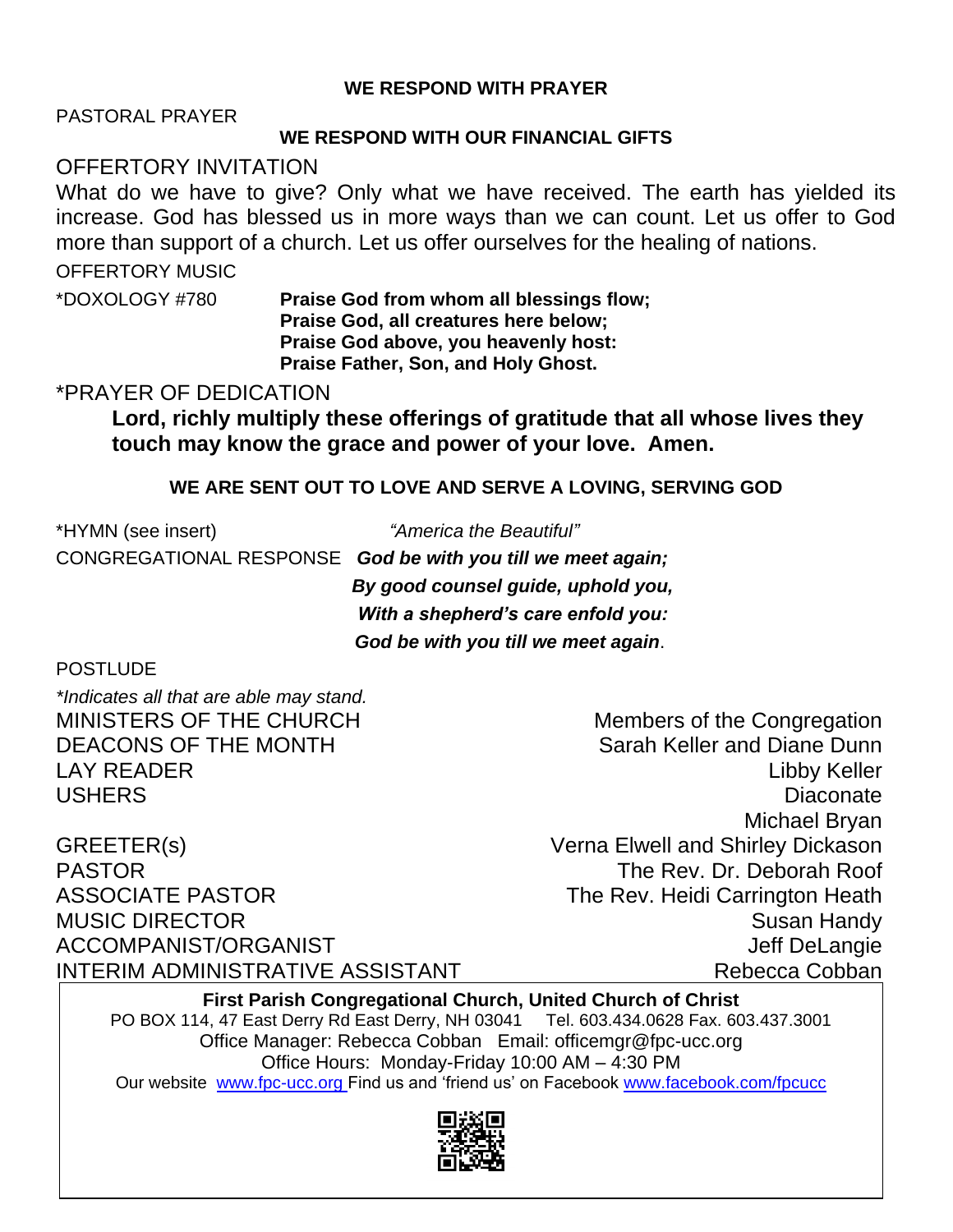**WE RESPOND WITH PRAYER**

PASTORAL PRAYER

**WE RESPOND WITH OUR FINANCIAL GIFTS**

OFFERTORY INVITATION

What do we have to give? Only what we have received. The earth has yielded its increase. God has blessed us in more ways than we can count. Let us offer to God more than support of a church. Let us offer ourselves for the healing of nations.

OFFERTORY MUSIC

*DOXOLOGY #780 **Praise God from whom all blessings flow;**
**Praise God, all creatures here below;**
**Praise God above, you heavenly host:**
**Praise Father, Son, and Holy Ghost.**

*PRAYER OF DEDICATION

**Lord, richly multiply these offerings of gratitude that all whose lives they touch may know the grace and power of your love. Amen.**

**WE ARE SENT OUT TO LOVE AND SERVE A LOVING, SERVING GOD**

*HYMN (see insert) *"America the Beautiful"*

CONGREGATIONAL RESPONSE ***God be with you till we meet again;***
***By good counsel guide, uphold you,***
***With a shepherd's care enfold you:***
***God be with you till we meet again***.

POSTLUDE

*\*Indicates all that are able may stand.*

| | |
|---|---|
| MINISTERS OF THE CHURCH | Members of the Congregation |
| DEACONS OF THE MONTH | Sarah Keller and Diane Dunn |
| LAY READER | Libby Keller |
| USHERS | Diaconate<br>Michael Bryan |
| GREETER(s) | Verna Elwell and Shirley Dickason |
| PASTOR | The Rev. Dr. Deborah Roof |
| ASSOCIATE PASTOR | The Rev. Heidi Carrington Heath |
| MUSIC DIRECTOR | Susan Handy |
| ACCOMPANIST/ORGANIST | Jeff DeLangie |
| INTERIM ADMINISTRATIVE ASSISTANT | Rebecca Cobban |

**First Parish Congregational Church, United Church of Christ**
PO BOX 114, 47 East Derry Rd East Derry, NH 03041 Tel. 603.434.0628 Fax. 603.437.3001
Office Manager: Rebecca Cobban Email: officemgr@fpc-ucc.org
Office Hours: Monday-Friday 10:00 AM – 4:30 PM
Our website www.fpc-ucc.org Find us and 'friend us' on Facebook www.facebook.com/fpcucc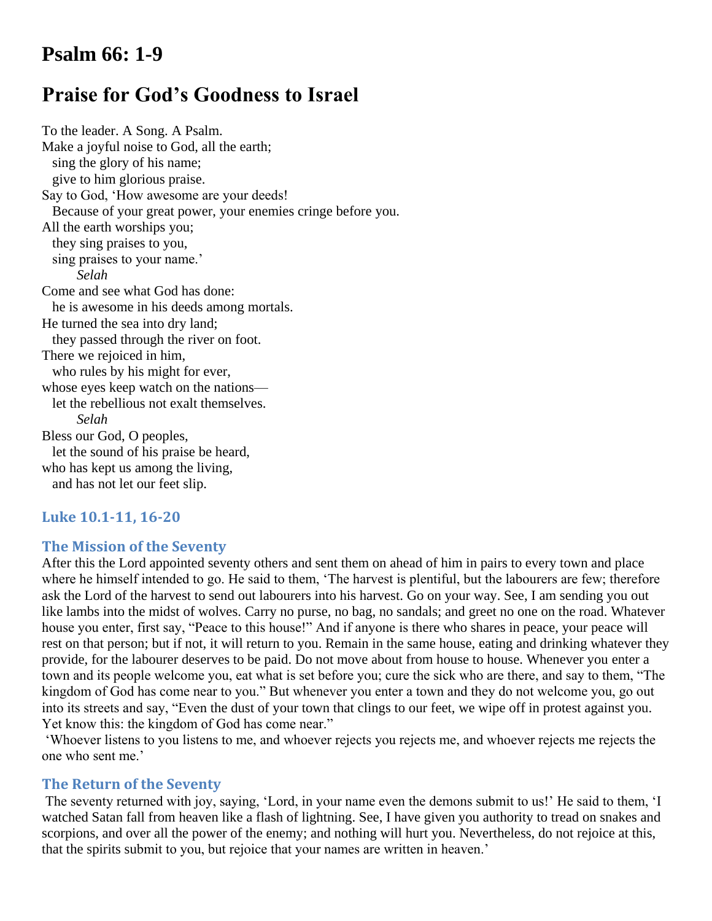# Psalm 66: 1-9

# Praise for God's Goodness to Israel

To the leader. A Song. A Psalm.
Make a joyful noise to God, all the earth;
sing the glory of his name;
give to him glorious praise.
Say to God, 'How awesome are your deeds!
Because of your great power, your enemies cringe before you.
All the earth worships you;
they sing praises to you,
sing praises to your name.'
*Selah*
Come and see what God has done:
he is awesome in his deeds among mortals.
He turned the sea into dry land;
they passed through the river on foot.
There we rejoiced in him,
who rules by his might for ever,
whose eyes keep watch on the nations—
let the rebellious not exalt themselves.
*Selah*
Bless our God, O peoples,
let the sound of his praise be heard,
who has kept us among the living,
and has not let our feet slip.

### Luke 10.1-11, 16-20

### The Mission of the Seventy

After this the Lord appointed seventy others and sent them on ahead of him in pairs to every town and place where he himself intended to go. He said to them, 'The harvest is plentiful, but the labourers are few; therefore ask the Lord of the harvest to send out labourers into his harvest. Go on your way. See, I am sending you out like lambs into the midst of wolves. Carry no purse, no bag, no sandals; and greet no one on the road. Whatever house you enter, first say, "Peace to this house!" And if anyone is there who shares in peace, your peace will rest on that person; but if not, it will return to you. Remain in the same house, eating and drinking whatever they provide, for the labourer deserves to be paid. Do not move about from house to house. Whenever you enter a town and its people welcome you, eat what is set before you; cure the sick who are there, and say to them, "The kingdom of God has come near to you." But whenever you enter a town and they do not welcome you, go out into its streets and say, "Even the dust of your town that clings to our feet, we wipe off in protest against you. Yet know this: the kingdom of God has come near."

'Whoever listens to you listens to me, and whoever rejects you rejects me, and whoever rejects me rejects the one who sent me.'

### The Return of the Seventy

The seventy returned with joy, saying, 'Lord, in your name even the demons submit to us!' He said to them, 'I watched Satan fall from heaven like a flash of lightning. See, I have given you authority to tread on snakes and scorpions, and over all the power of the enemy; and nothing will hurt you. Nevertheless, do not rejoice at this, that the spirits submit to you, but rejoice that your names are written in heaven.'